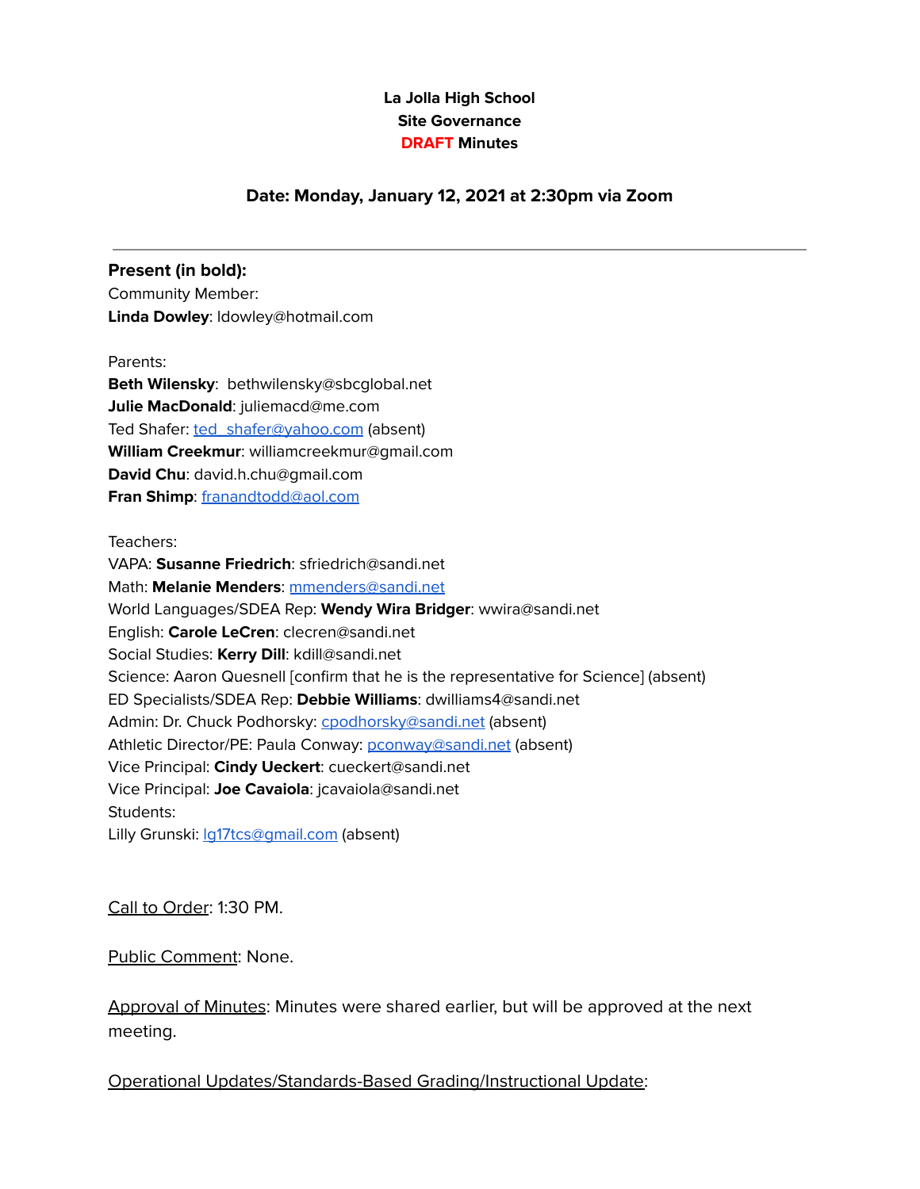**La Jolla High School**
**Site Governance**
**DRAFT Minutes**

**Date: Monday, January 12, 2021 at 2:30pm via Zoom**

---

**Present (in bold):**

Community Member:
**Linda Dowley**: ldowley@hotmail.com

Parents:
**Beth Wilensky**: bethwilensky@sbcglobal.net
**Julie MacDonald**: juliemacd@me.com
Ted Shafer: ted_shafer@yahoo.com (absent)
**William Creekmur**: williamcreekmur@gmail.com
**David Chu**: david.h.chu@gmail.com
**Fran Shimp**: franandtodd@aol.com

Teachers:
VAPA: **Susanne Friedrich**: sfriedrich@sandi.net
Math: **Melanie Menders**: mmenders@sandi.net
World Languages/SDEA Rep: **Wendy Wira Bridger**: wwira@sandi.net
English: **Carole LeCren**: clecren@sandi.net
Social Studies: **Kerry Dill**: kdill@sandi.net
Science: Aaron Quesnell [confirm that he is the representative for Science] (absent)
ED Specialists/SDEA Rep: **Debbie Williams**: dwilliams4@sandi.net
Admin: Dr. Chuck Podhorsky: cpodhorsky@sandi.net (absent)
Athletic Director/PE: Paula Conway: pconway@sandi.net (absent)
Vice Principal: **Cindy Ueckert**: cueckert@sandi.net
Vice Principal: **Joe Cavaiola**: jcavaiola@sandi.net
Students:
Lilly Grunski: lg17tcs@gmail.com (absent)

Call to Order: 1:30 PM.

Public Comment: None.

Approval of Minutes: Minutes were shared earlier, but will be approved at the next meeting.

Operational Updates/Standards-Based Grading/Instructional Update: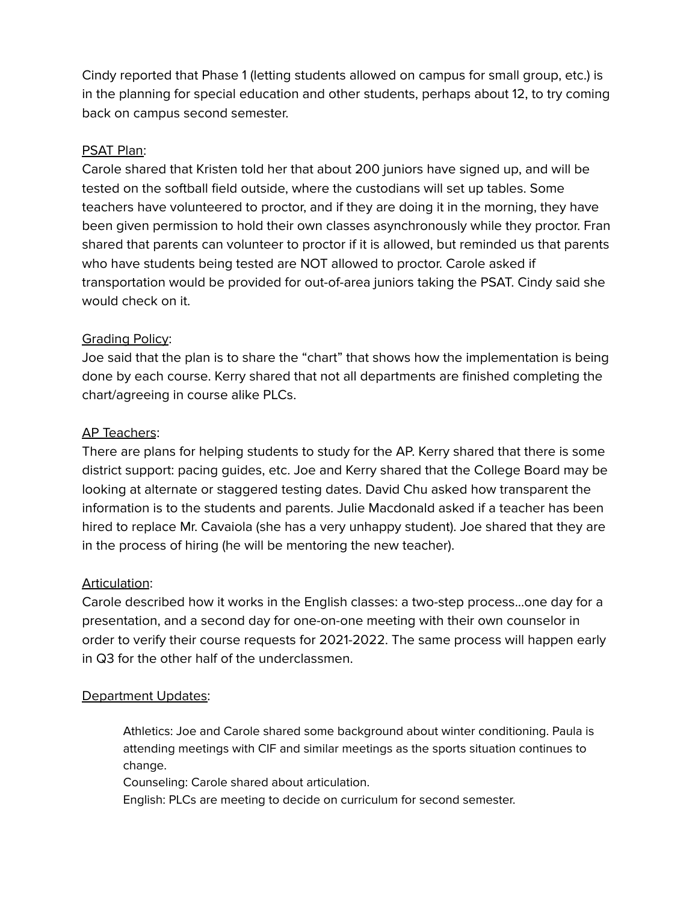Cindy reported that Phase 1 (letting students allowed on campus for small group, etc.) is in the planning for special education and other students, perhaps about 12, to try coming back on campus second semester.

<u>PSAT Plan</u>:
Carole shared that Kristen told her that about 200 juniors have signed up, and will be tested on the softball field outside, where the custodians will set up tables. Some teachers have volunteered to proctor, and if they are doing it in the morning, they have been given permission to hold their own classes asynchronously while they proctor. Fran shared that parents can volunteer to proctor if it is allowed, but reminded us that parents who have students being tested are NOT allowed to proctor. Carole asked if transportation would be provided for out-of-area juniors taking the PSAT. Cindy said she would check on it.

<u>Grading Policy</u>:
Joe said that the plan is to share the "chart" that shows how the implementation is being done by each course. Kerry shared that not all departments are finished completing the chart/agreeing in course alike PLCs.

<u>AP Teachers</u>:
There are plans for helping students to study for the AP. Kerry shared that there is some district support: pacing guides, etc. Joe and Kerry shared that the College Board may be looking at alternate or staggered testing dates. David Chu asked how transparent the information is to the students and parents. Julie Macdonald asked if a teacher has been hired to replace Mr. Cavaiola (she has a very unhappy student). Joe shared that they are in the process of hiring (he will be mentoring the new teacher).

<u>Articulation</u>:
Carole described how it works in the English classes: a two-step process...one day for a presentation, and a second day for one-on-one meeting with their own counselor in order to verify their course requests for 2021-2022. The same process will happen early in Q3 for the other half of the underclassmen.

<u>Department Updates</u>:

> Athletics: Joe and Carole shared some background about winter conditioning. Paula is attending meetings with CIF and similar meetings as the sports situation continues to change.
> Counseling: Carole shared about articulation.
> English: PLCs are meeting to decide on curriculum for second semester.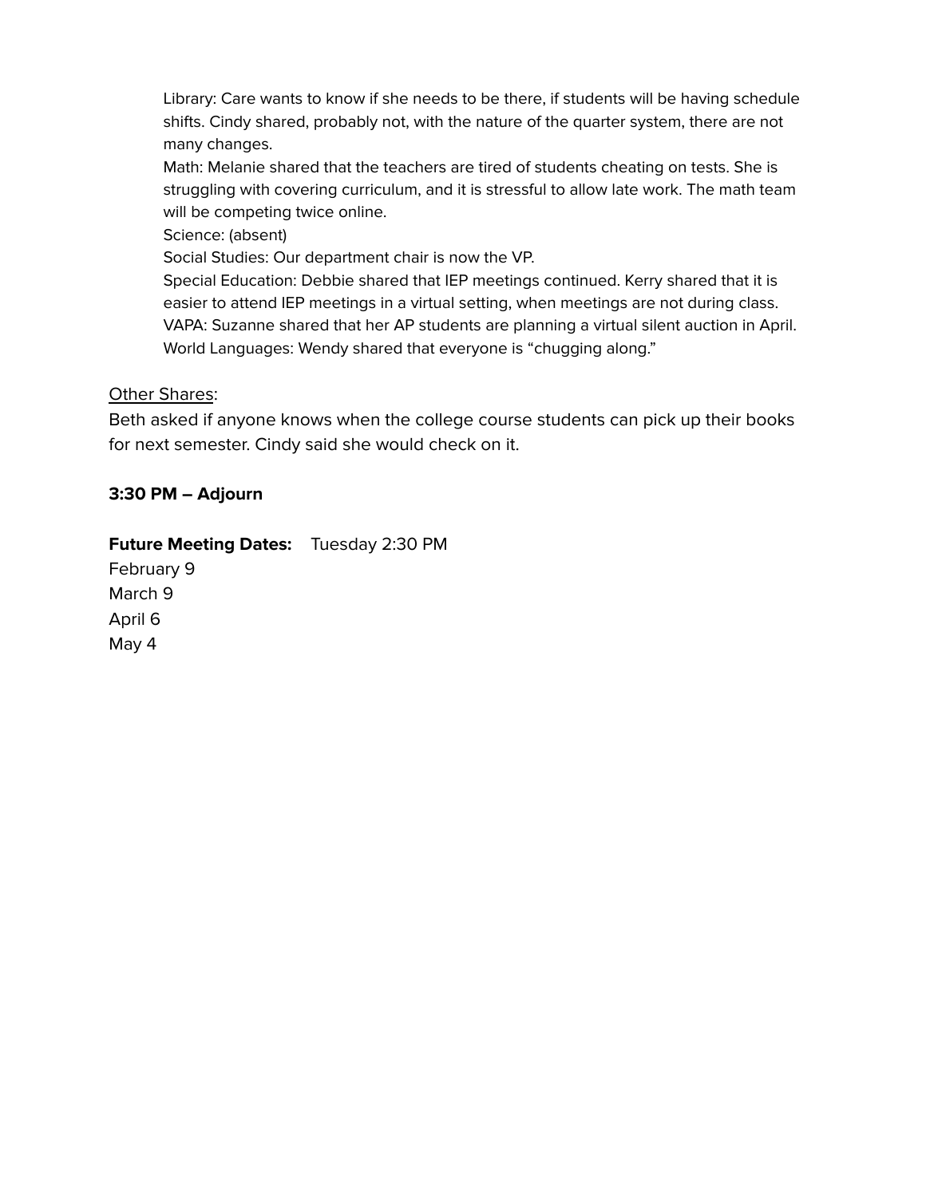Library: Care wants to know if she needs to be there, if students will be having schedule shifts. Cindy shared, probably not, with the nature of the quarter system, there are not many changes.
Math: Melanie shared that the teachers are tired of students cheating on tests. She is struggling with covering curriculum, and it is stressful to allow late work. The math team will be competing twice online.
Science: (absent)
Social Studies: Our department chair is now the VP.
Special Education: Debbie shared that IEP meetings continued. Kerry shared that it is easier to attend IEP meetings in a virtual setting, when meetings are not during class.
VAPA: Suzanne shared that her AP students are planning a virtual silent auction in April.
World Languages: Wendy shared that everyone is "chugging along."

<u>Other Shares</u>:
Beth asked if anyone knows when the college course students can pick up their books for next semester. Cindy said she would check on it.

**3:30 PM – Adjourn**

**Future Meeting Dates:** Tuesday 2:30 PM
February 9
March 9
April 6
May 4